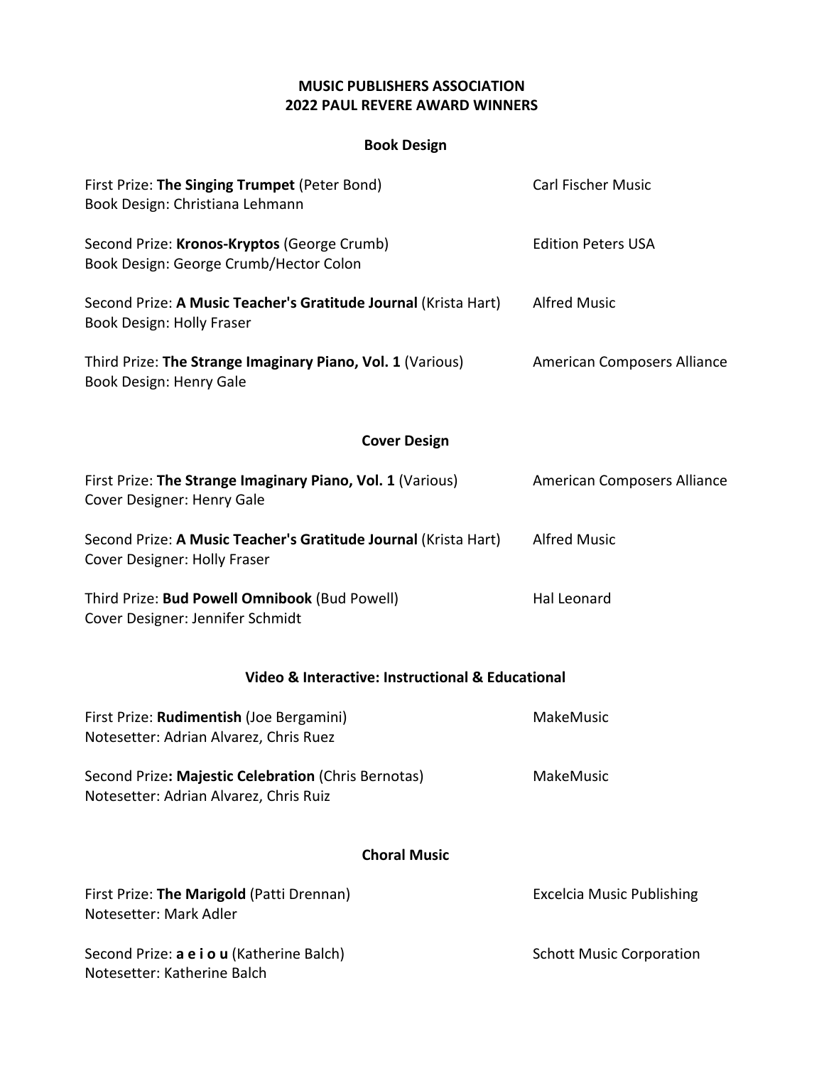# MUSIC PUBLISHERS ASSOCIATION
# 2022 PAUL REVERE AWARD WINNERS

## Book Design

First Prize: **The Singing Trumpet** (Peter Bond) — Carl Fischer Music
Book Design: Christiana Lehmann

Second Prize: **Kronos-Kryptos** (George Crumb) — Edition Peters USA
Book Design: George Crumb/Hector Colon

Second Prize: **A Music Teacher's Gratitude Journal** (Krista Hart) — Alfred Music
Book Design: Holly Fraser

Third Prize: **The Strange Imaginary Piano, Vol. 1** (Various) — American Composers Alliance
Book Design: Henry Gale

## Cover Design

First Prize: **The Strange Imaginary Piano, Vol. 1** (Various) — American Composers Alliance
Cover Designer: Henry Gale

Second Prize: **A Music Teacher's Gratitude Journal** (Krista Hart) — Alfred Music
Cover Designer: Holly Fraser

Third Prize: **Bud Powell Omnibook** (Bud Powell) — Hal Leonard
Cover Designer: Jennifer Schmidt

## Video & Interactive: Instructional & Educational

First Prize: **Rudimentish** (Joe Bergamini) — MakeMusic
Notesetter: Adrian Alvarez, Chris Ruez

Second Prize**: Majestic Celebration** (Chris Bernotas) — MakeMusic
Notesetter: Adrian Alvarez, Chris Ruiz

## Choral Music

First Prize: **The Marigold** (Patti Drennan) — Excelcia Music Publishing
Notesetter: Mark Adler

Second Prize: **a e i o u** (Katherine Balch) — Schott Music Corporation
Notesetter: Katherine Balch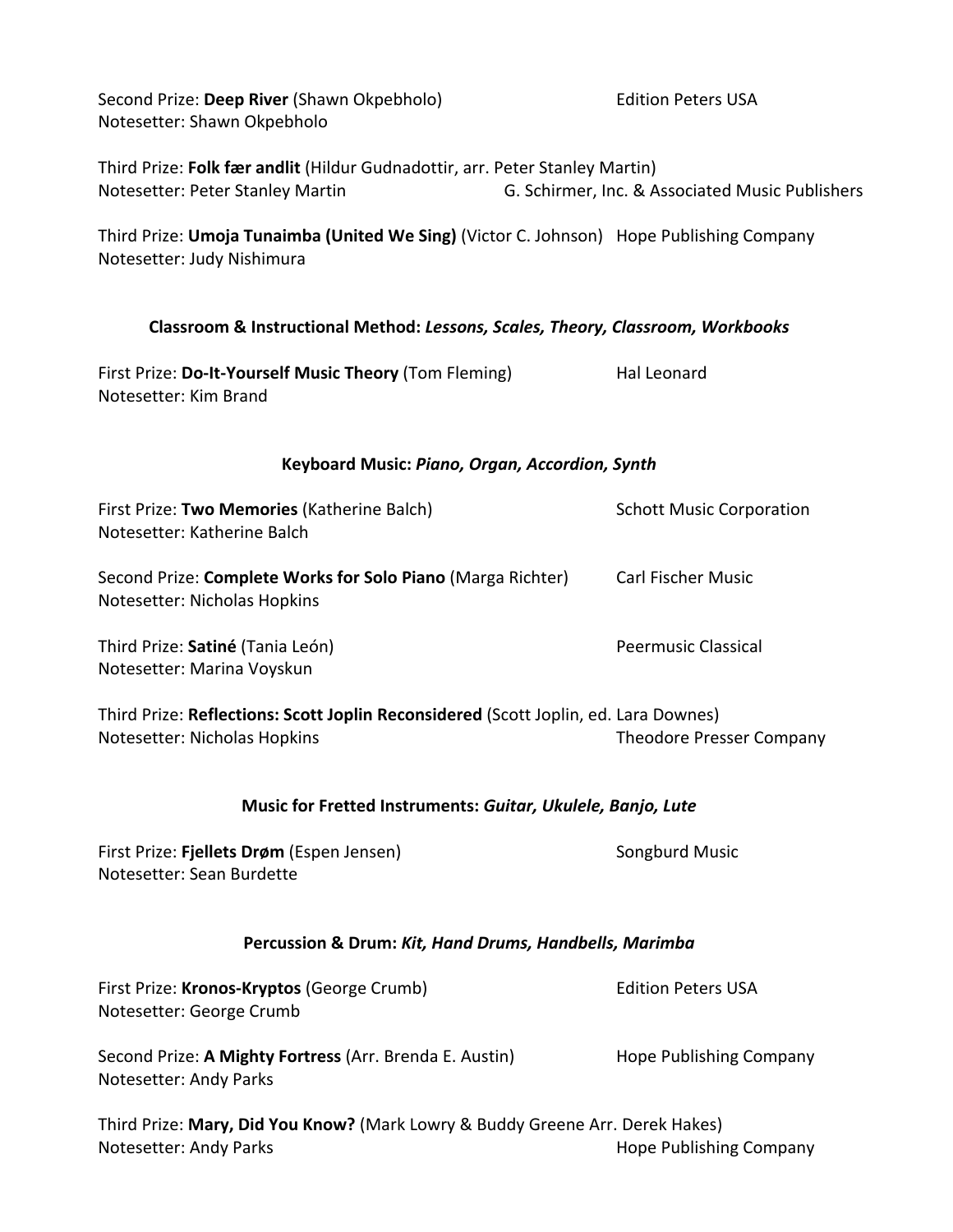Second Prize: **Deep River** (Shawn Okpebholo) Edition Peters USA
Notesetter: Shawn Okpebholo

Third Prize: **Folk fær andlit** (Hildur Gudnadottir, arr. Peter Stanley Martin)
Notesetter: Peter Stanley Martin G. Schirmer, Inc. & Associated Music Publishers

Third Prize: **Umoja Tunaimba (United We Sing)** (Victor C. Johnson) Hope Publishing Company
Notesetter: Judy Nishimura

### **Classroom & Instructional Method:** ***Lessons, Scales, Theory, Classroom, Workbooks***

First Prize: **Do-It-Yourself Music Theory** (Tom Fleming) Hal Leonard
Notesetter: Kim Brand

### **Keyboard Music:** ***Piano, Organ, Accordion, Synth***

First Prize: **Two Memories** (Katherine Balch) Schott Music Corporation
Notesetter: Katherine Balch

Second Prize: **Complete Works for Solo Piano** (Marga Richter) Carl Fischer Music
Notesetter: Nicholas Hopkins

Third Prize: **Satiné** (Tania León) Peermusic Classical
Notesetter: Marina Voyskun

Third Prize: **Reflections: Scott Joplin Reconsidered** (Scott Joplin, ed. Lara Downes)
Notesetter: Nicholas Hopkins Theodore Presser Company

### **Music for Fretted Instruments:** ***Guitar, Ukulele, Banjo, Lute***

First Prize: **Fjellets Drøm** (Espen Jensen) Songburd Music
Notesetter: Sean Burdette

### **Percussion & Drum:** ***Kit, Hand Drums, Handbells, Marimba***

First Prize: **Kronos-Kryptos** (George Crumb) Edition Peters USA
Notesetter: George Crumb

Second Prize: **A Mighty Fortress** (Arr. Brenda E. Austin) Hope Publishing Company
Notesetter: Andy Parks

Third Prize: **Mary, Did You Know?** (Mark Lowry & Buddy Greene Arr. Derek Hakes)
Notesetter: Andy Parks Hope Publishing Company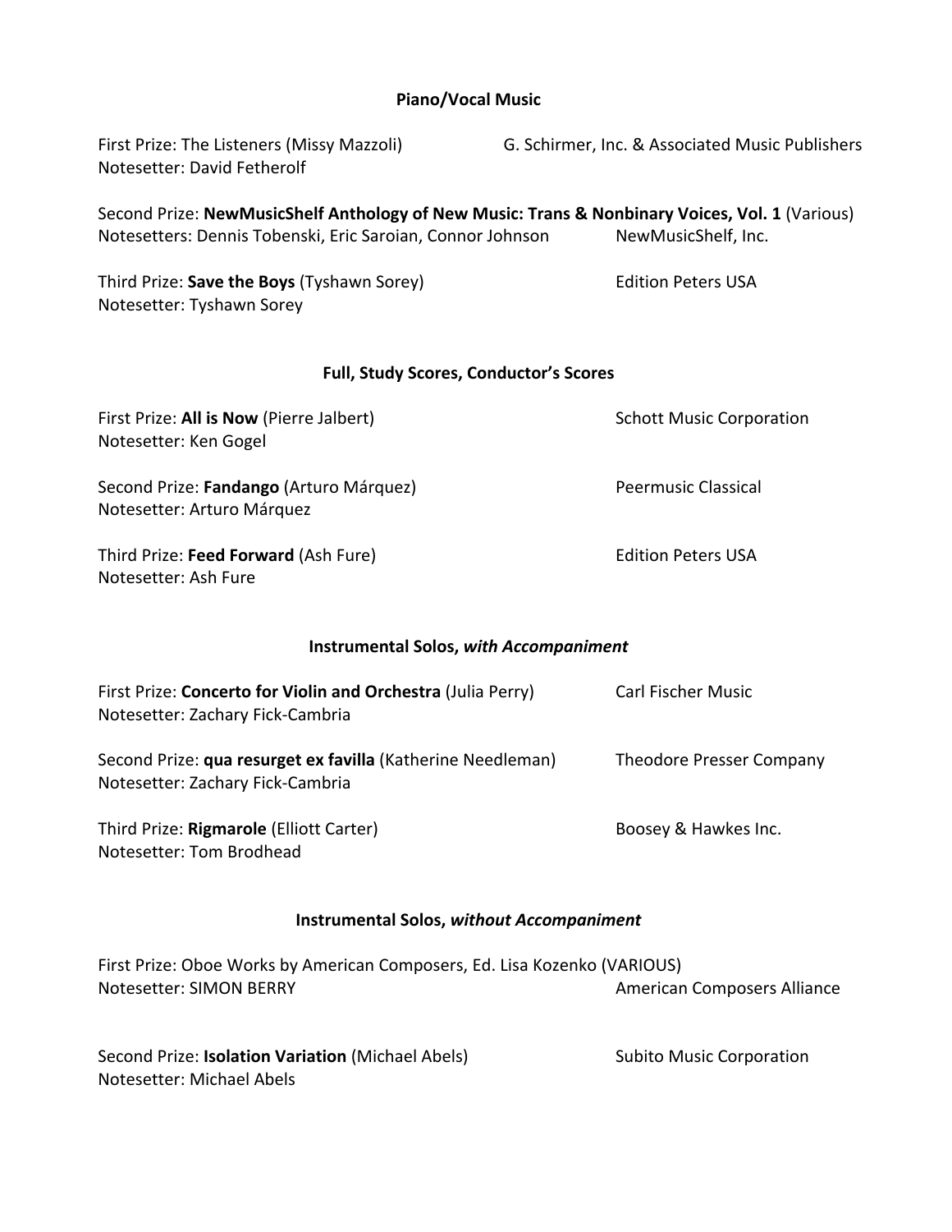## Piano/Vocal Music

First Prize: The Listeners (Missy Mazzoli) G. Schirmer, Inc. & Associated Music Publishers
Notesetter: David Fetherolf

Second Prize: **NewMusicShelf Anthology of New Music: Trans & Nonbinary Voices, Vol. 1** (Various)
Notesetters: Dennis Tobenski, Eric Saroian, Connor Johnson NewMusicShelf, Inc.

Third Prize: **Save the Boys** (Tyshawn Sorey) Edition Peters USA
Notesetter: Tyshawn Sorey

## Full, Study Scores, Conductor's Scores

First Prize: **All is Now** (Pierre Jalbert) Schott Music Corporation
Notesetter: Ken Gogel

Second Prize: **Fandango** (Arturo Márquez) Peermusic Classical
Notesetter: Arturo Márquez

Third Prize: **Feed Forward** (Ash Fure) Edition Peters USA
Notesetter: Ash Fure

## Instrumental Solos, *with Accompaniment*

First Prize: **Concerto for Violin and Orchestra** (Julia Perry) Carl Fischer Music
Notesetter: Zachary Fick-Cambria

Second Prize: **qua resurget ex favilla** (Katherine Needleman) Theodore Presser Company
Notesetter: Zachary Fick-Cambria

Third Prize: **Rigmarole** (Elliott Carter) Boosey & Hawkes Inc.
Notesetter: Tom Brodhead

## Instrumental Solos, *without Accompaniment*

First Prize: Oboe Works by American Composers, Ed. Lisa Kozenko (VARIOUS)
Notesetter: SIMON BERRY American Composers Alliance

Second Prize: **Isolation Variation** (Michael Abels) Subito Music Corporation
Notesetter: Michael Abels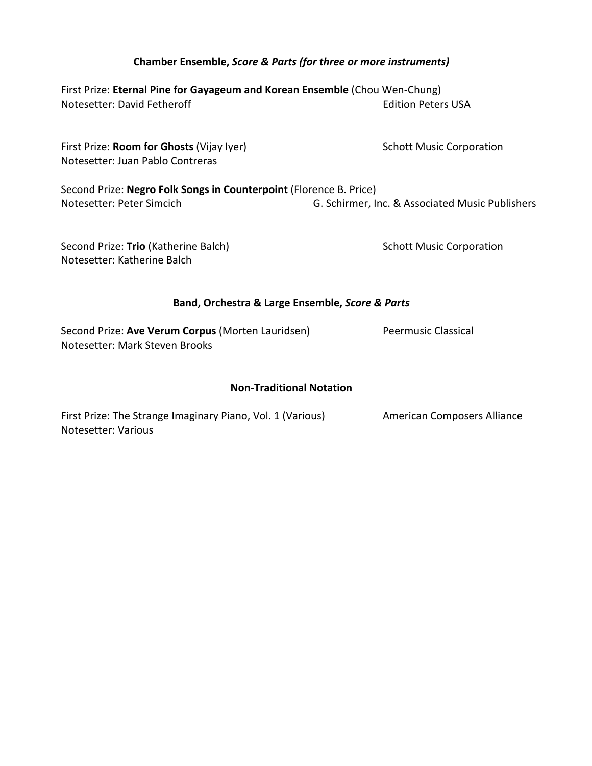**Chamber Ensemble, *Score & Parts (for three or more instruments)***

First Prize: **Eternal Pine for Gayageum and Korean Ensemble** (Chou Wen-Chung)
Notesetter: David Fetheroff — Edition Peters USA

First Prize: **Room for Ghosts** (Vijay Iyer) — Schott Music Corporation
Notesetter: Juan Pablo Contreras

Second Prize: **Negro Folk Songs in Counterpoint** (Florence B. Price)
Notesetter: Peter Simcich — G. Schirmer, Inc. & Associated Music Publishers

Second Prize: **Trio** (Katherine Balch) — Schott Music Corporation
Notesetter: Katherine Balch

**Band, Orchestra & Large Ensemble, *Score & Parts***

Second Prize: **Ave Verum Corpus** (Morten Lauridsen) — Peermusic Classical
Notesetter: Mark Steven Brooks

**Non-Traditional Notation**

First Prize: The Strange Imaginary Piano, Vol. 1 (Various) — American Composers Alliance
Notesetter: Various